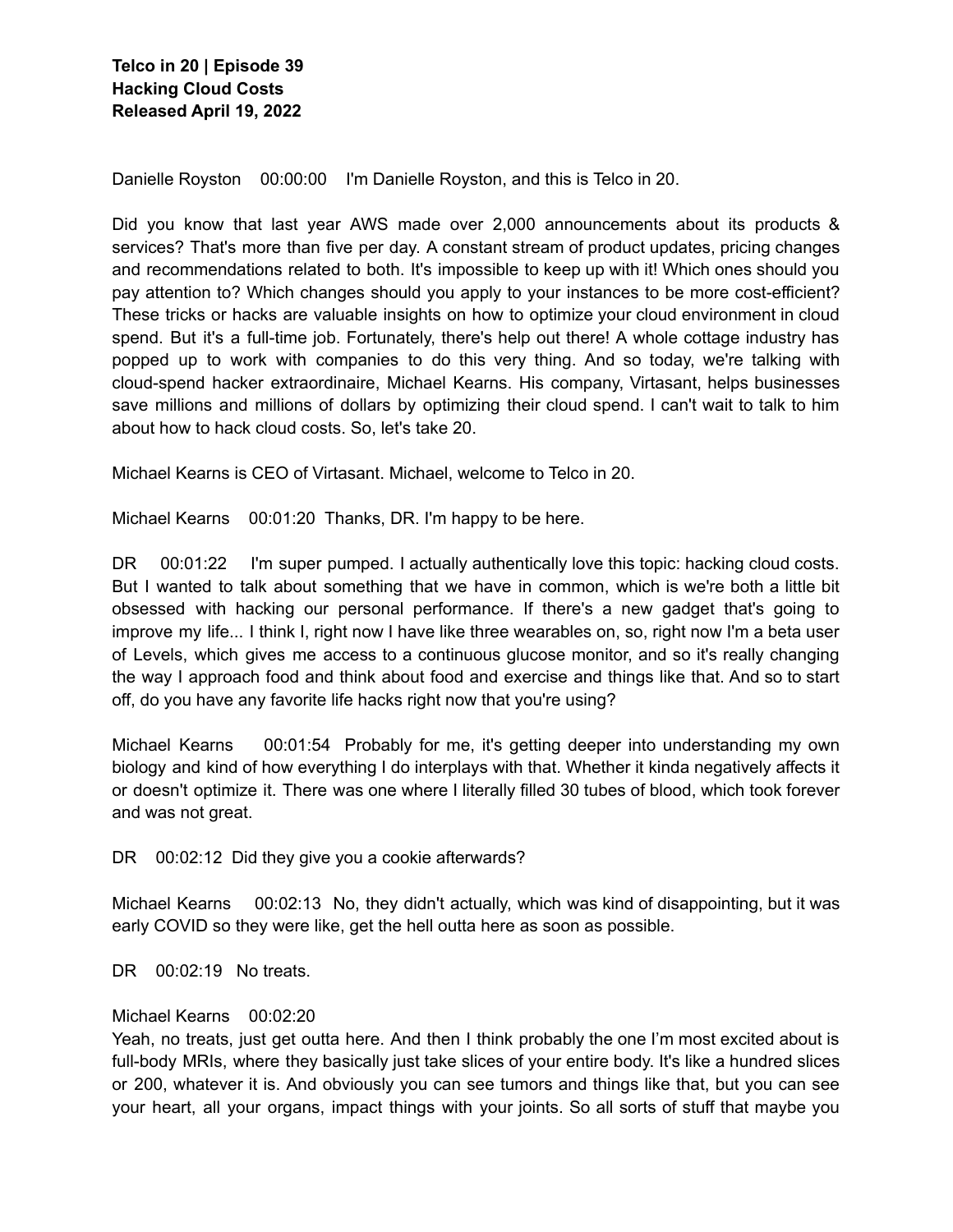**Telco in 20 | Episode 39**
**Hacking Cloud Costs**
**Released April 19, 2022**

Danielle Royston 00:00:00 I'm Danielle Royston, and this is Telco in 20.

Did you know that last year AWS made over 2,000 announcements about its products & services? That's more than five per day. A constant stream of product updates, pricing changes and recommendations related to both. It's impossible to keep up with it! Which ones should you pay attention to? Which changes should you apply to your instances to be more cost-efficient? These tricks or hacks are valuable insights on how to optimize your cloud environment in cloud spend. But it's a full-time job. Fortunately, there's help out there! A whole cottage industry has popped up to work with companies to do this very thing. And so today, we're talking with cloud-spend hacker extraordinaire, Michael Kearns. His company, Virtasant, helps businesses save millions and millions of dollars by optimizing their cloud spend. I can't wait to talk to him about how to hack cloud costs. So, let's take 20.

Michael Kearns is CEO of Virtasant. Michael, welcome to Telco in 20.

Michael Kearns 00:01:20 Thanks, DR. I'm happy to be here.

DR 00:01:22 I'm super pumped. I actually authentically love this topic: hacking cloud costs. But I wanted to talk about something that we have in common, which is we're both a little bit obsessed with hacking our personal performance. If there's a new gadget that's going to improve my life... I think I, right now I have like three wearables on, so, right now I'm a beta user of Levels, which gives me access to a continuous glucose monitor, and so it's really changing the way I approach food and think about food and exercise and things like that. And so to start off, do you have any favorite life hacks right now that you're using?

Michael Kearns 00:01:54 Probably for me, it's getting deeper into understanding my own biology and kind of how everything I do interplays with that. Whether it kinda negatively affects it or doesn't optimize it. There was one where I literally filled 30 tubes of blood, which took forever and was not great.

DR 00:02:12 Did they give you a cookie afterwards?

Michael Kearns 00:02:13 No, they didn't actually, which was kind of disappointing, but it was early COVID so they were like, get the hell outta here as soon as possible.

DR 00:02:19 No treats.

Michael Kearns 00:02:20
Yeah, no treats, just get outta here. And then I think probably the one I'm most excited about is full-body MRIs, where they basically just take slices of your entire body. It's like a hundred slices or 200, whatever it is. And obviously you can see tumors and things like that, but you can see your heart, all your organs, impact things with your joints. So all sorts of stuff that maybe you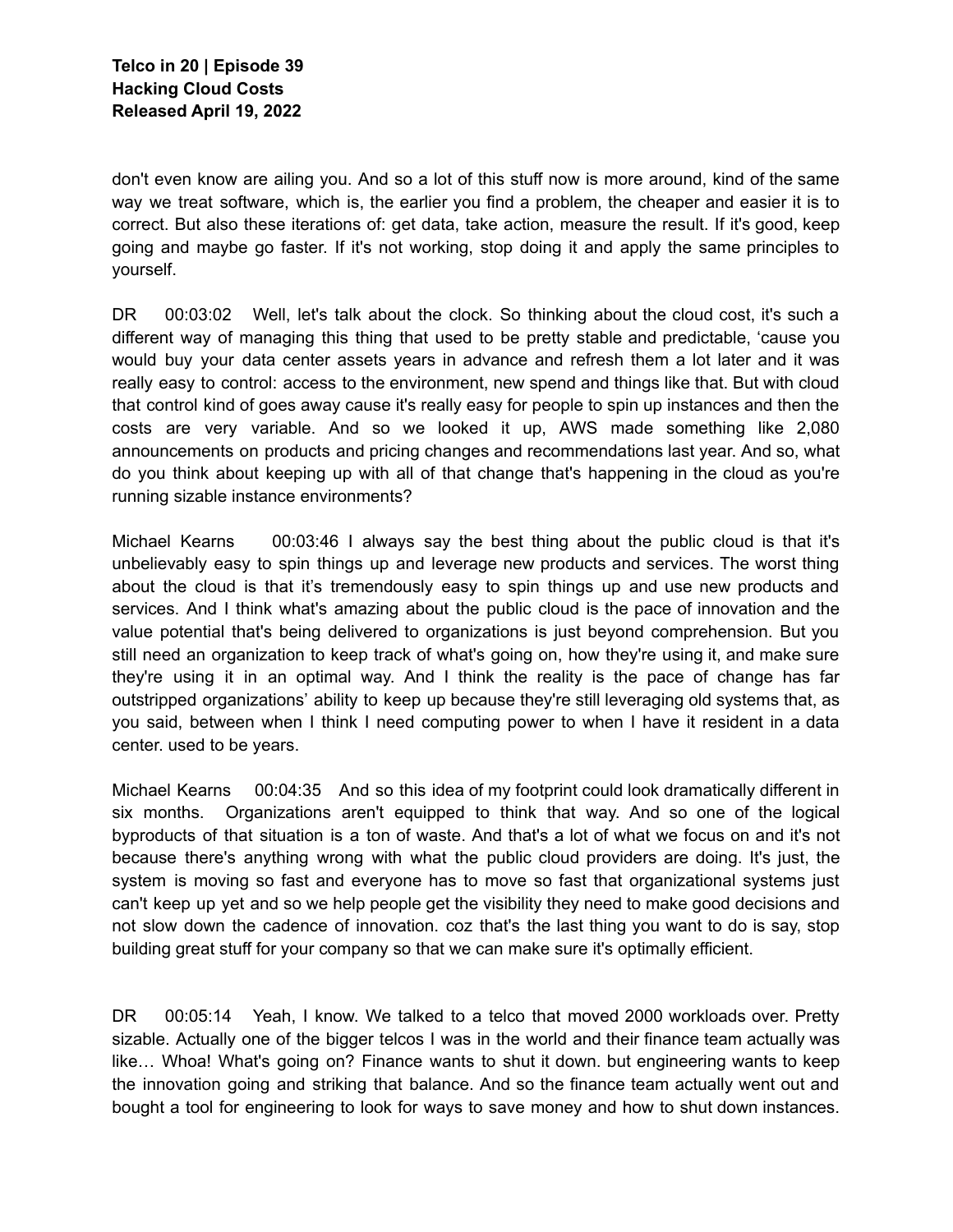don't even know are ailing you. And so a lot of this stuff now is more around, kind of the same way we treat software, which is, the earlier you find a problem, the cheaper and easier it is to correct. But also these iterations of: get data, take action, measure the result. If it's good, keep going and maybe go faster. If it's not working, stop doing it and apply the same principles to yourself.

DR 00:03:02 Well, let's talk about the clock. So thinking about the cloud cost, it's such a different way of managing this thing that used to be pretty stable and predictable, 'cause you would buy your data center assets years in advance and refresh them a lot later and it was really easy to control: access to the environment, new spend and things like that. But with cloud that control kind of goes away cause it's really easy for people to spin up instances and then the costs are very variable. And so we looked it up, AWS made something like 2,080 announcements on products and pricing changes and recommendations last year. And so, what do you think about keeping up with all of that change that's happening in the cloud as you're running sizable instance environments?

Michael Kearns 00:03:46 I always say the best thing about the public cloud is that it's unbelievably easy to spin things up and leverage new products and services. The worst thing about the cloud is that it's tremendously easy to spin things up and use new products and services. And I think what's amazing about the public cloud is the pace of innovation and the value potential that's being delivered to organizations is just beyond comprehension. But you still need an organization to keep track of what's going on, how they're using it, and make sure they're using it in an optimal way. And I think the reality is the pace of change has far outstripped organizations' ability to keep up because they're still leveraging old systems that, as you said, between when I think I need computing power to when I have it resident in a data center. used to be years.

Michael Kearns 00:04:35 And so this idea of my footprint could look dramatically different in six months. Organizations aren't equipped to think that way. And so one of the logical byproducts of that situation is a ton of waste. And that's a lot of what we focus on and it's not because there's anything wrong with what the public cloud providers are doing. It's just, the system is moving so fast and everyone has to move so fast that organizational systems just can't keep up yet and so we help people get the visibility they need to make good decisions and not slow down the cadence of innovation. coz that's the last thing you want to do is say, stop building great stuff for your company so that we can make sure it's optimally efficient.

DR 00:05:14 Yeah, I know. We talked to a telco that moved 2000 workloads over. Pretty sizable. Actually one of the bigger telcos I was in the world and their finance team actually was like… Whoa! What's going on? Finance wants to shut it down. but engineering wants to keep the innovation going and striking that balance. And so the finance team actually went out and bought a tool for engineering to look for ways to save money and how to shut down instances.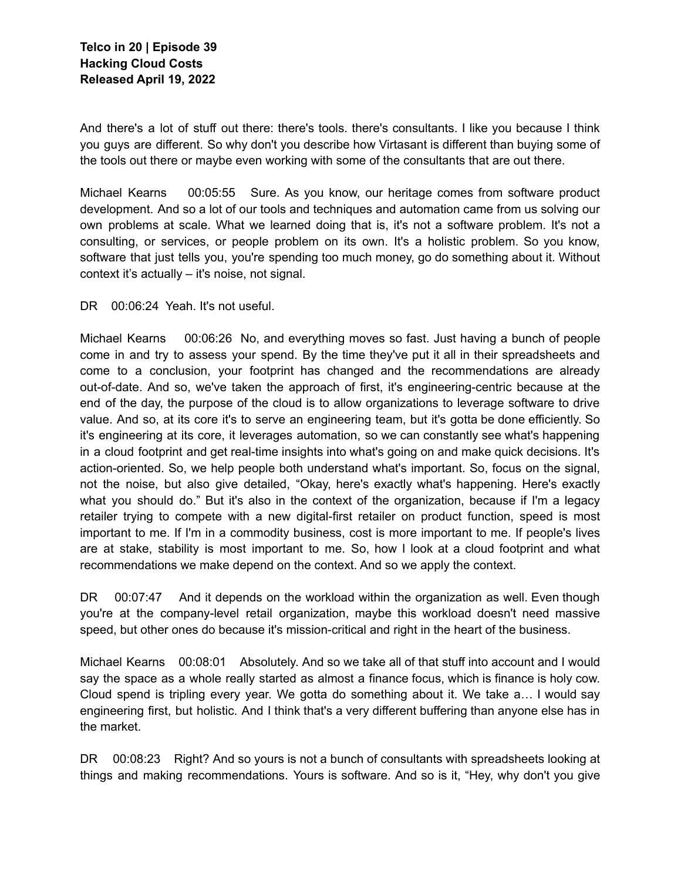And there's a lot of stuff out there: there's tools. there's consultants. I like you because I think you guys are different. So why don't you describe how Virtasant is different than buying some of the tools out there or maybe even working with some of the consultants that are out there.

Michael Kearns 00:05:55 Sure. As you know, our heritage comes from software product development. And so a lot of our tools and techniques and automation came from us solving our own problems at scale. What we learned doing that is, it's not a software problem. It's not a consulting, or services, or people problem on its own. It's a holistic problem. So you know, software that just tells you, you're spending too much money, go do something about it. Without context it's actually – it's noise, not signal.

DR 00:06:24 Yeah. It's not useful.

Michael Kearns 00:06:26 No, and everything moves so fast. Just having a bunch of people come in and try to assess your spend. By the time they've put it all in their spreadsheets and come to a conclusion, your footprint has changed and the recommendations are already out-of-date. And so, we've taken the approach of first, it's engineering-centric because at the end of the day, the purpose of the cloud is to allow organizations to leverage software to drive value. And so, at its core it's to serve an engineering team, but it's gotta be done efficiently. So it's engineering at its core, it leverages automation, so we can constantly see what's happening in a cloud footprint and get real-time insights into what's going on and make quick decisions. It's action-oriented. So, we help people both understand what's important. So, focus on the signal, not the noise, but also give detailed, "Okay, here's exactly what's happening. Here's exactly what you should do." But it's also in the context of the organization, because if I'm a legacy retailer trying to compete with a new digital-first retailer on product function, speed is most important to me. If I'm in a commodity business, cost is more important to me. If people's lives are at stake, stability is most important to me. So, how I look at a cloud footprint and what recommendations we make depend on the context. And so we apply the context.

DR 00:07:47 And it depends on the workload within the organization as well. Even though you're at the company-level retail organization, maybe this workload doesn't need massive speed, but other ones do because it's mission-critical and right in the heart of the business.

Michael Kearns 00:08:01 Absolutely. And so we take all of that stuff into account and I would say the space as a whole really started as almost a finance focus, which is finance is holy cow. Cloud spend is tripling every year. We gotta do something about it. We take a… I would say engineering first, but holistic. And I think that's a very different buffering than anyone else has in the market.

DR 00:08:23 Right? And so yours is not a bunch of consultants with spreadsheets looking at things and making recommendations. Yours is software. And so is it, "Hey, why don't you give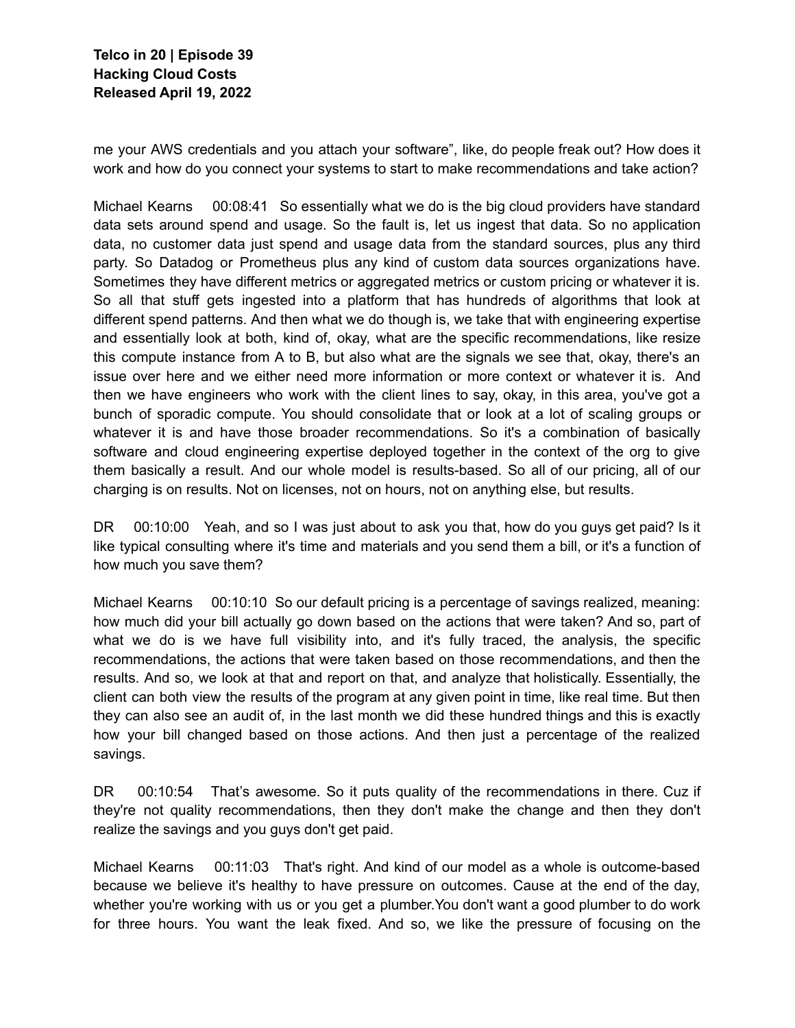me your AWS credentials and you attach your software", like, do people freak out? How does it work and how do you connect your systems to start to make recommendations and take action?

Michael Kearns 00:08:41 So essentially what we do is the big cloud providers have standard data sets around spend and usage. So the fault is, let us ingest that data. So no application data, no customer data just spend and usage data from the standard sources, plus any third party. So Datadog or Prometheus plus any kind of custom data sources organizations have. Sometimes they have different metrics or aggregated metrics or custom pricing or whatever it is. So all that stuff gets ingested into a platform that has hundreds of algorithms that look at different spend patterns. And then what we do though is, we take that with engineering expertise and essentially look at both, kind of, okay, what are the specific recommendations, like resize this compute instance from A to B, but also what are the signals we see that, okay, there's an issue over here and we either need more information or more context or whatever it is. And then we have engineers who work with the client lines to say, okay, in this area, you've got a bunch of sporadic compute. You should consolidate that or look at a lot of scaling groups or whatever it is and have those broader recommendations. So it's a combination of basically software and cloud engineering expertise deployed together in the context of the org to give them basically a result. And our whole model is results-based. So all of our pricing, all of our charging is on results. Not on licenses, not on hours, not on anything else, but results.

DR 00:10:00 Yeah, and so I was just about to ask you that, how do you guys get paid? Is it like typical consulting where it's time and materials and you send them a bill, or it's a function of how much you save them?

Michael Kearns 00:10:10 So our default pricing is a percentage of savings realized, meaning: how much did your bill actually go down based on the actions that were taken? And so, part of what we do is we have full visibility into, and it's fully traced, the analysis, the specific recommendations, the actions that were taken based on those recommendations, and then the results. And so, we look at that and report on that, and analyze that holistically. Essentially, the client can both view the results of the program at any given point in time, like real time. But then they can also see an audit of, in the last month we did these hundred things and this is exactly how your bill changed based on those actions. And then just a percentage of the realized savings.

DR 00:10:54 That's awesome. So it puts quality of the recommendations in there. Cuz if they're not quality recommendations, then they don't make the change and then they don't realize the savings and you guys don't get paid.

Michael Kearns 00:11:03 That's right. And kind of our model as a whole is outcome-based because we believe it's healthy to have pressure on outcomes. Cause at the end of the day, whether you're working with us or you get a plumber.You don't want a good plumber to do work for three hours. You want the leak fixed. And so, we like the pressure of focusing on the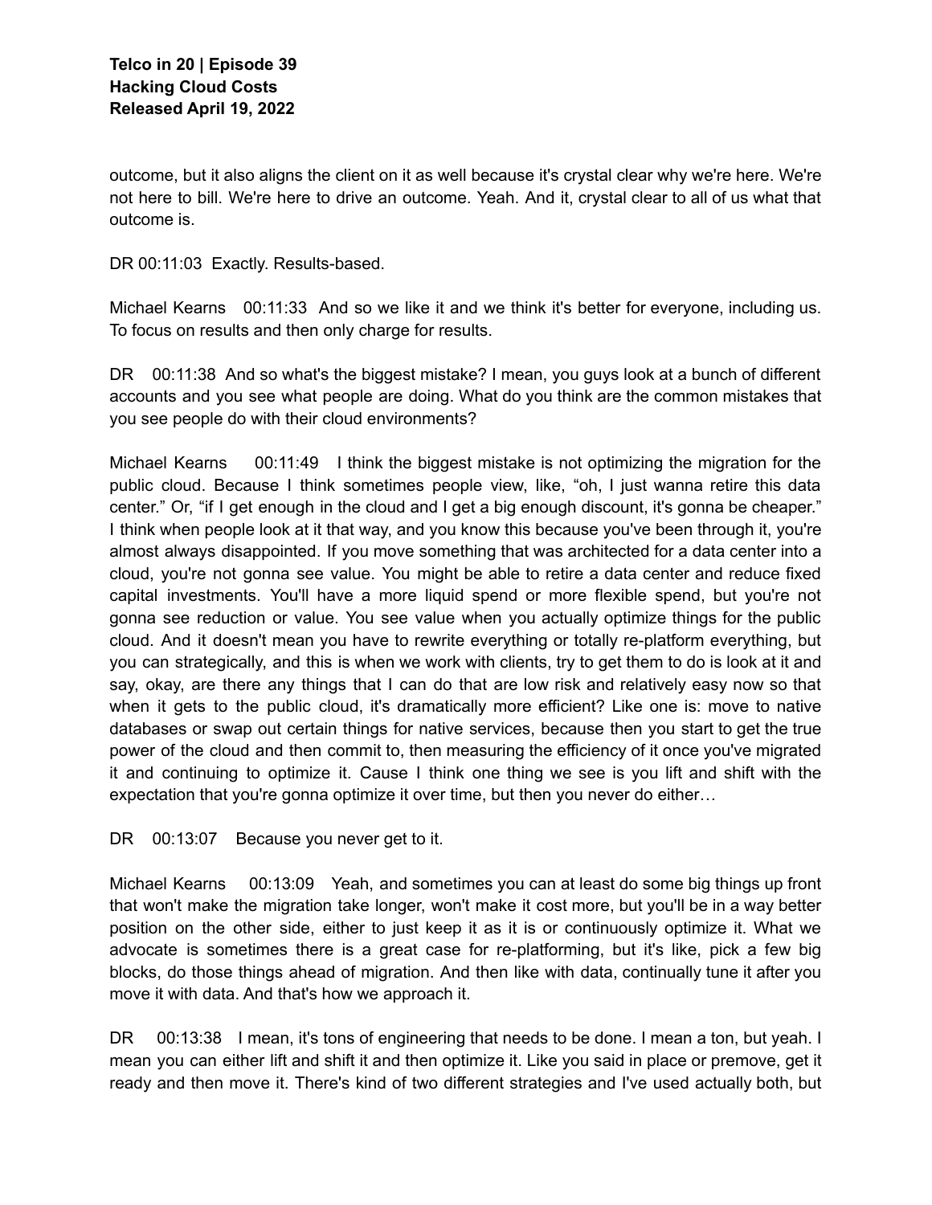outcome, but it also aligns the client on it as well because it's crystal clear why we're here. We're not here to bill. We're here to drive an outcome. Yeah. And it, crystal clear to all of us what that outcome is.

DR 00:11:03 Exactly. Results-based.

Michael Kearns 00:11:33 And so we like it and we think it's better for everyone, including us. To focus on results and then only charge for results.

DR 00:11:38 And so what's the biggest mistake? I mean, you guys look at a bunch of different accounts and you see what people are doing. What do you think are the common mistakes that you see people do with their cloud environments?

Michael Kearns 00:11:49 I think the biggest mistake is not optimizing the migration for the public cloud. Because I think sometimes people view, like, "oh, I just wanna retire this data center." Or, "if I get enough in the cloud and I get a big enough discount, it's gonna be cheaper." I think when people look at it that way, and you know this because you've been through it, you're almost always disappointed. If you move something that was architected for a data center into a cloud, you're not gonna see value. You might be able to retire a data center and reduce fixed capital investments. You'll have a more liquid spend or more flexible spend, but you're not gonna see reduction or value. You see value when you actually optimize things for the public cloud. And it doesn't mean you have to rewrite everything or totally re-platform everything, but you can strategically, and this is when we work with clients, try to get them to do is look at it and say, okay, are there any things that I can do that are low risk and relatively easy now so that when it gets to the public cloud, it's dramatically more efficient? Like one is: move to native databases or swap out certain things for native services, because then you start to get the true power of the cloud and then commit to, then measuring the efficiency of it once you've migrated it and continuing to optimize it. Cause I think one thing we see is you lift and shift with the expectation that you're gonna optimize it over time, but then you never do either…

DR 00:13:07 Because you never get to it.

Michael Kearns 00:13:09 Yeah, and sometimes you can at least do some big things up front that won't make the migration take longer, won't make it cost more, but you'll be in a way better position on the other side, either to just keep it as it is or continuously optimize it. What we advocate is sometimes there is a great case for re-platforming, but it's like, pick a few big blocks, do those things ahead of migration. And then like with data, continually tune it after you move it with data. And that's how we approach it.

DR 00:13:38 I mean, it's tons of engineering that needs to be done. I mean a ton, but yeah. I mean you can either lift and shift it and then optimize it. Like you said in place or premove, get it ready and then move it. There's kind of two different strategies and I've used actually both, but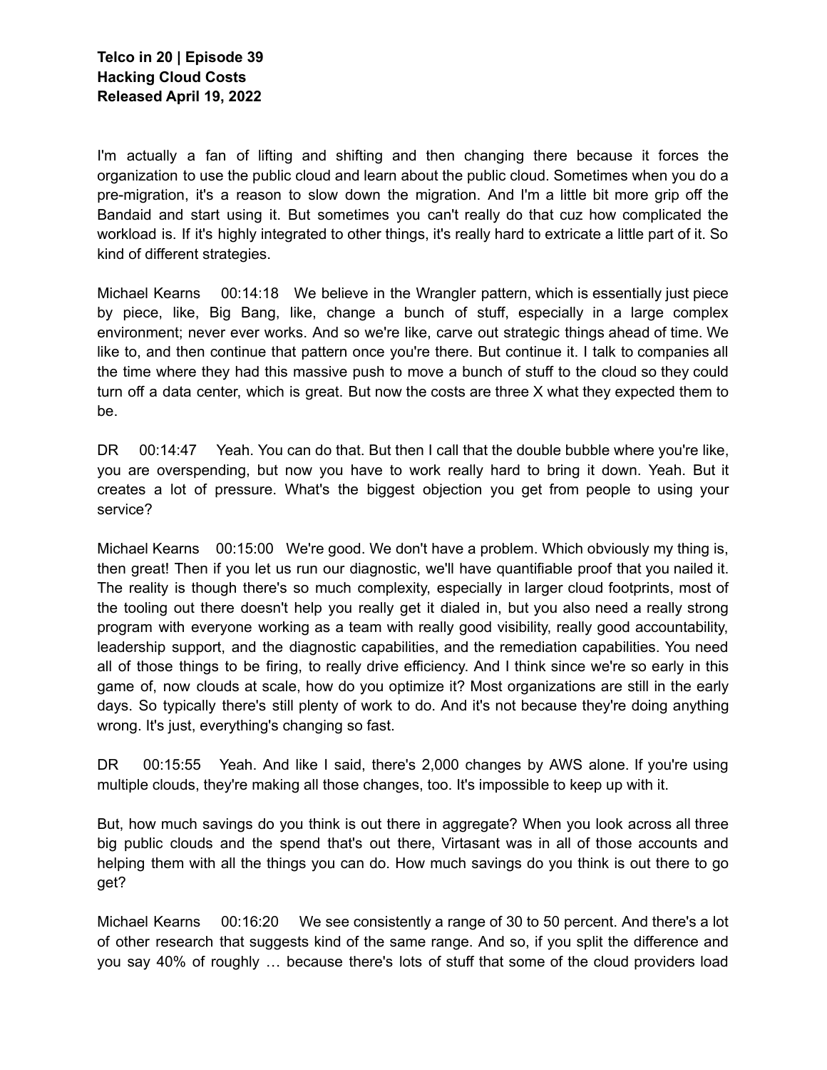**Telco in 20 | Episode 39**
**Hacking Cloud Costs**
**Released April 19, 2022**

I'm actually a fan of lifting and shifting and then changing there because it forces the organization to use the public cloud and learn about the public cloud. Sometimes when you do a pre-migration, it's a reason to slow down the migration. And I'm a little bit more grip off the Bandaid and start using it. But sometimes you can't really do that cuz how complicated the workload is. If it's highly integrated to other things, it's really hard to extricate a little part of it. So kind of different strategies.

Michael Kearns 00:14:18 We believe in the Wrangler pattern, which is essentially just piece by piece, like, Big Bang, like, change a bunch of stuff, especially in a large complex environment; never ever works. And so we're like, carve out strategic things ahead of time. We like to, and then continue that pattern once you're there. But continue it. I talk to companies all the time where they had this massive push to move a bunch of stuff to the cloud so they could turn off a data center, which is great. But now the costs are three X what they expected them to be.

DR 00:14:47 Yeah. You can do that. But then I call that the double bubble where you're like, you are overspending, but now you have to work really hard to bring it down. Yeah. But it creates a lot of pressure. What's the biggest objection you get from people to using your service?

Michael Kearns 00:15:00 We're good. We don't have a problem. Which obviously my thing is, then great! Then if you let us run our diagnostic, we'll have quantifiable proof that you nailed it. The reality is though there's so much complexity, especially in larger cloud footprints, most of the tooling out there doesn't help you really get it dialed in, but you also need a really strong program with everyone working as a team with really good visibility, really good accountability, leadership support, and the diagnostic capabilities, and the remediation capabilities. You need all of those things to be firing, to really drive efficiency. And I think since we're so early in this game of, now clouds at scale, how do you optimize it? Most organizations are still in the early days. So typically there's still plenty of work to do. And it's not because they're doing anything wrong. It's just, everything's changing so fast.

DR 00:15:55 Yeah. And like I said, there's 2,000 changes by AWS alone. If you're using multiple clouds, they're making all those changes, too. It's impossible to keep up with it.

But, how much savings do you think is out there in aggregate? When you look across all three big public clouds and the spend that's out there, Virtasant was in all of those accounts and helping them with all the things you can do. How much savings do you think is out there to go get?

Michael Kearns 00:16:20 We see consistently a range of 30 to 50 percent. And there's a lot of other research that suggests kind of the same range. And so, if you split the difference and you say 40% of roughly … because there's lots of stuff that some of the cloud providers load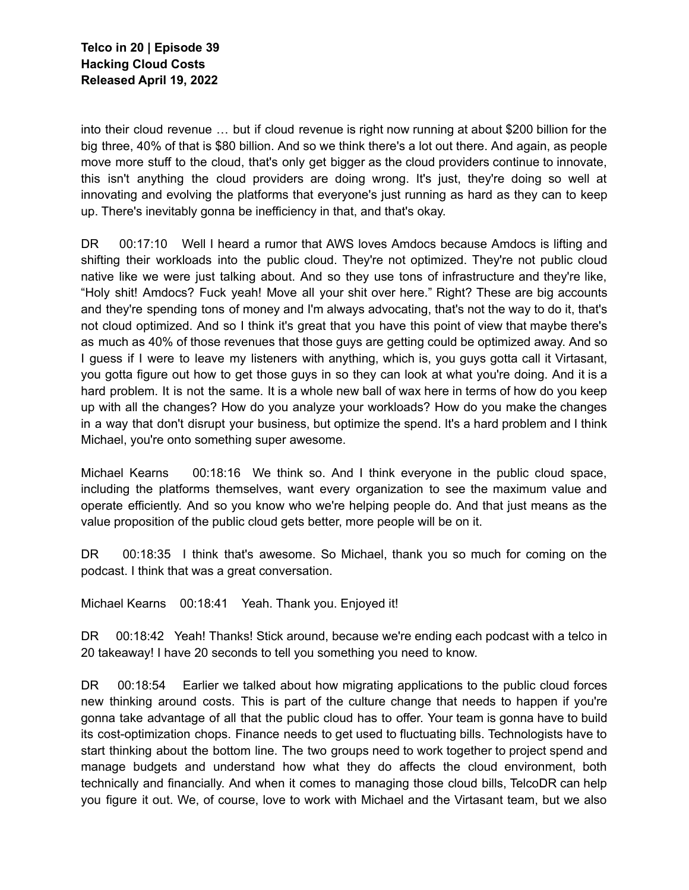into their cloud revenue … but if cloud revenue is right now running at about $200 billion for the big three, 40% of that is $80 billion. And so we think there's a lot out there. And again, as people move more stuff to the cloud, that's only get bigger as the cloud providers continue to innovate, this isn't anything the cloud providers are doing wrong. It's just, they're doing so well at innovating and evolving the platforms that everyone's just running as hard as they can to keep up. There's inevitably gonna be inefficiency in that, and that's okay.

DR 00:17:10 Well I heard a rumor that AWS loves Amdocs because Amdocs is lifting and shifting their workloads into the public cloud. They're not optimized. They're not public cloud native like we were just talking about. And so they use tons of infrastructure and they're like, "Holy shit! Amdocs? Fuck yeah! Move all your shit over here." Right? These are big accounts and they're spending tons of money and I'm always advocating, that's not the way to do it, that's not cloud optimized. And so I think it's great that you have this point of view that maybe there's as much as 40% of those revenues that those guys are getting could be optimized away. And so I guess if I were to leave my listeners with anything, which is, you guys gotta call it Virtasant, you gotta figure out how to get those guys in so they can look at what you're doing. And it is a hard problem. It is not the same. It is a whole new ball of wax here in terms of how do you keep up with all the changes? How do you analyze your workloads? How do you make the changes in a way that don't disrupt your business, but optimize the spend. It's a hard problem and I think Michael, you're onto something super awesome.

Michael Kearns 00:18:16 We think so. And I think everyone in the public cloud space, including the platforms themselves, want every organization to see the maximum value and operate efficiently. And so you know who we're helping people do. And that just means as the value proposition of the public cloud gets better, more people will be on it.

DR 00:18:35 I think that's awesome. So Michael, thank you so much for coming on the podcast. I think that was a great conversation.

Michael Kearns 00:18:41 Yeah. Thank you. Enjoyed it!

DR 00:18:42 Yeah! Thanks! Stick around, because we're ending each podcast with a telco in 20 takeaway! I have 20 seconds to tell you something you need to know.

DR 00:18:54 Earlier we talked about how migrating applications to the public cloud forces new thinking around costs. This is part of the culture change that needs to happen if you're gonna take advantage of all that the public cloud has to offer. Your team is gonna have to build its cost-optimization chops. Finance needs to get used to fluctuating bills. Technologists have to start thinking about the bottom line. The two groups need to work together to project spend and manage budgets and understand how what they do affects the cloud environment, both technically and financially. And when it comes to managing those cloud bills, TelcoDR can help you figure it out. We, of course, love to work with Michael and the Virtasant team, but we also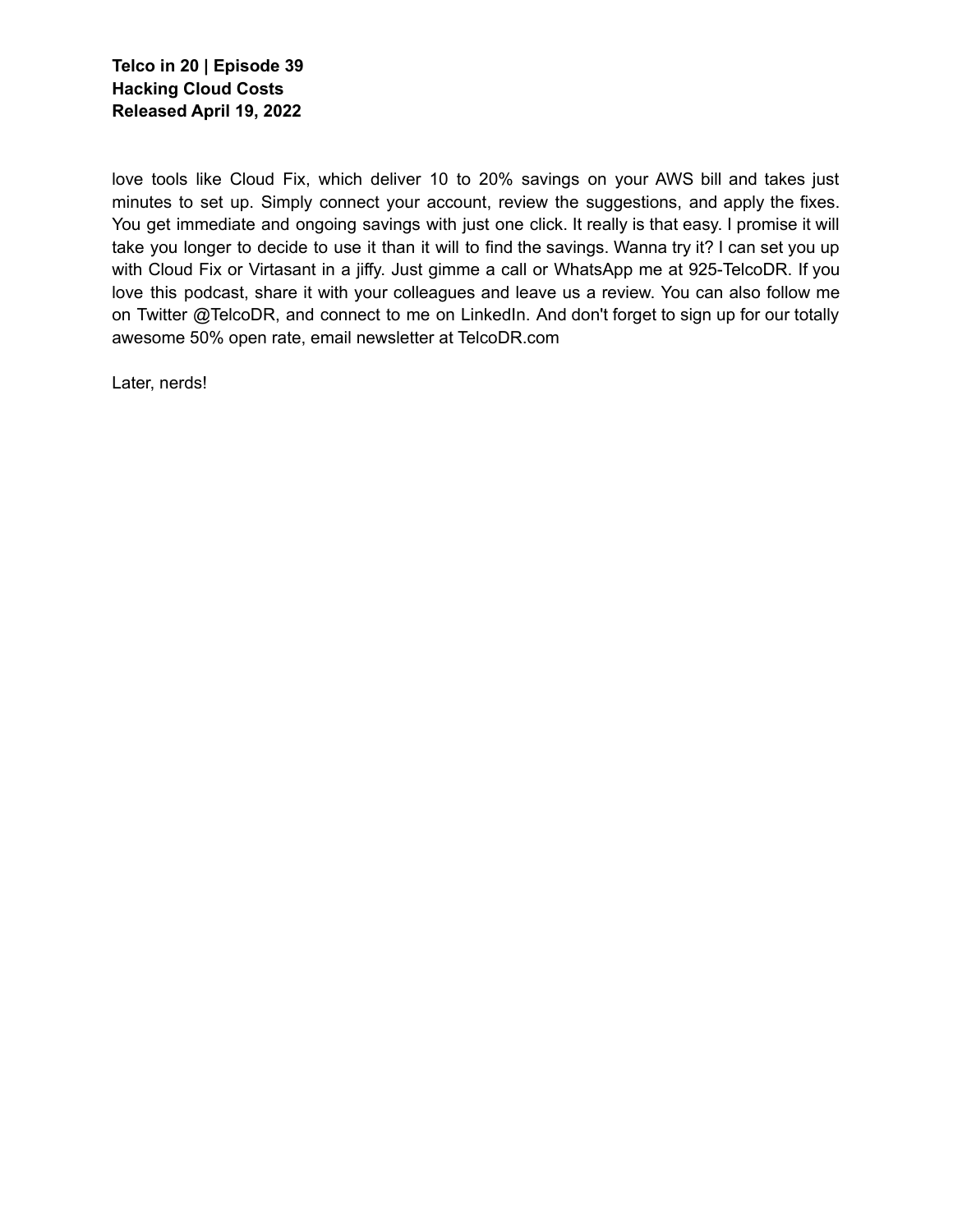**Telco in 20 | Episode 39**
**Hacking Cloud Costs**
**Released April 19, 2022**

love tools like Cloud Fix, which deliver 10 to 20% savings on your AWS bill and takes just minutes to set up. Simply connect your account, review the suggestions, and apply the fixes. You get immediate and ongoing savings with just one click. It really is that easy. I promise it will take you longer to decide to use it than it will to find the savings. Wanna try it? I can set you up with Cloud Fix or Virtasant in a jiffy. Just gimme a call or WhatsApp me at 925-TelcoDR. If you love this podcast, share it with your colleagues and leave us a review. You can also follow me on Twitter @TelcoDR, and connect to me on LinkedIn. And don't forget to sign up for our totally awesome 50% open rate, email newsletter at TelcoDR.com

Later, nerds!